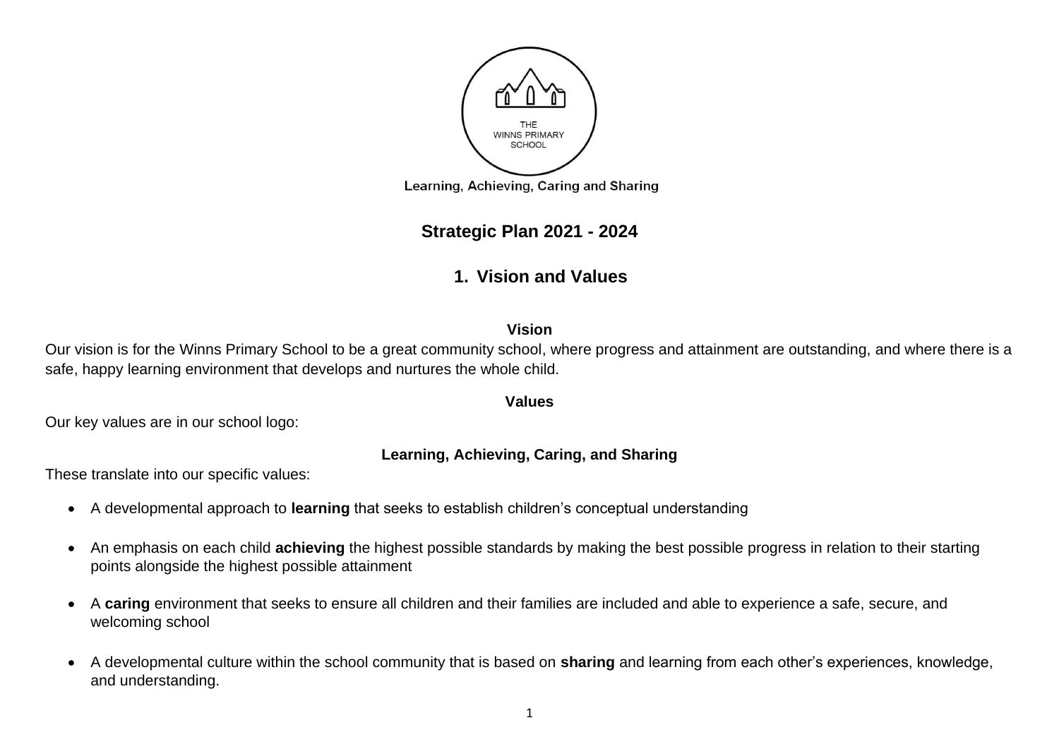THE WINNS PRIMARY SCHOOL

Learning, Achieving, Caring and Sharing

# Strategic Plan 2021 - 2024

## 1. Vision and Values

### Vision

Our vision is for the Winns Primary School to be a great community school, where progress and attainment are outstanding, and where there is a safe, happy learning environment that develops and nurtures the whole child.

### Values

Our key values are in our school logo:

**Learning, Achieving, Caring, and Sharing**

These translate into our specific values:

- A developmental approach to **learning** that seeks to establish children's conceptual understanding
- An emphasis on each child **achieving** the highest possible standards by making the best possible progress in relation to their starting points alongside the highest possible attainment
- A **caring** environment that seeks to ensure all children and their families are included and able to experience a safe, secure, and welcoming school
- A developmental culture within the school community that is based on **sharing** and learning from each other's experiences, knowledge, and understanding.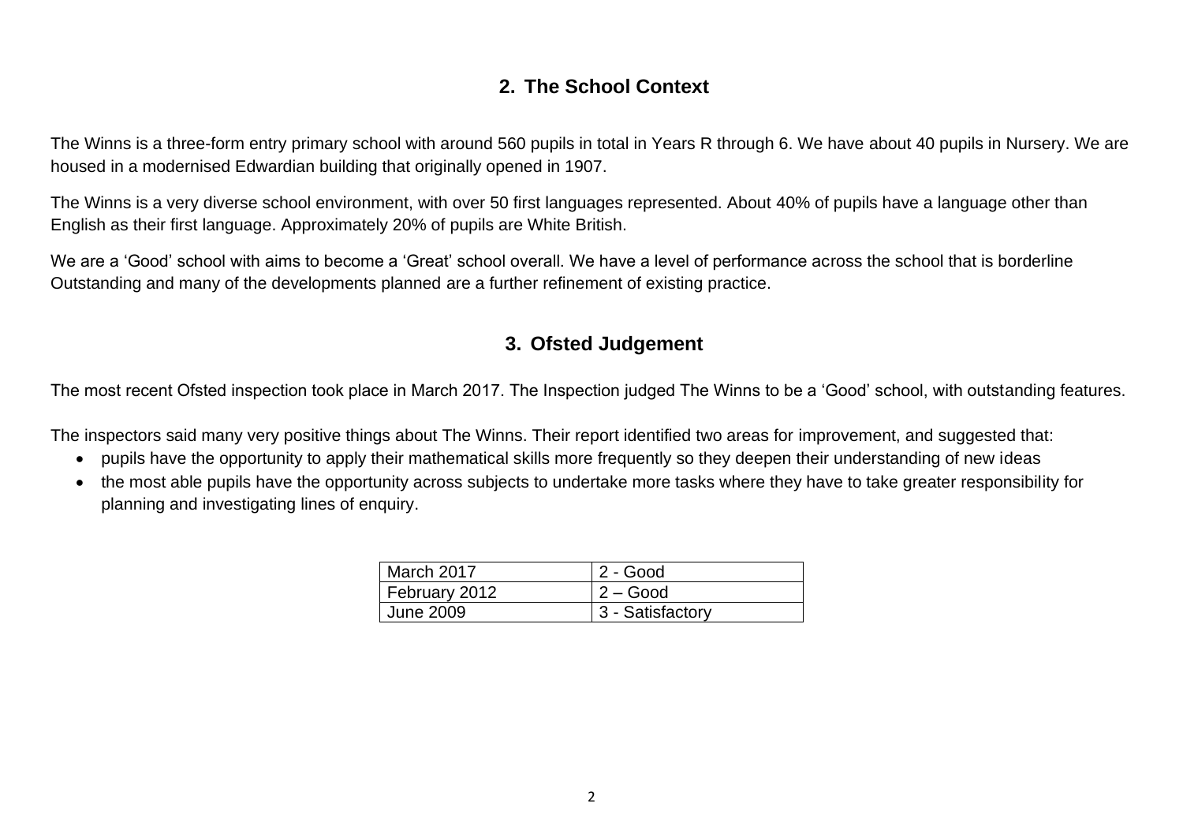## 2. The School Context

The Winns is a three-form entry primary school with around 560 pupils in total in Years R through 6. We have about 40 pupils in Nursery. We are housed in a modernised Edwardian building that originally opened in 1907.

The Winns is a very diverse school environment, with over 50 first languages represented. About 40% of pupils have a language other than English as their first language. Approximately 20% of pupils are White British.

We are a 'Good' school with aims to become a 'Great' school overall. We have a level of performance across the school that is borderline Outstanding and many of the developments planned are a further refinement of existing practice.

## 3. Ofsted Judgement

The most recent Ofsted inspection took place in March 2017. The Inspection judged The Winns to be a 'Good' school, with outstanding features.

The inspectors said many very positive things about The Winns. Their report identified two areas for improvement, and suggested that:

- pupils have the opportunity to apply their mathematical skills more frequently so they deepen their understanding of new ideas
- the most able pupils have the opportunity across subjects to undertake more tasks where they have to take greater responsibility for planning and investigating lines of enquiry.

| | |
|---|---|
| March 2017 | 2 - Good |
| February 2012 | 2 – Good |
| June 2009 | 3 - Satisfactory |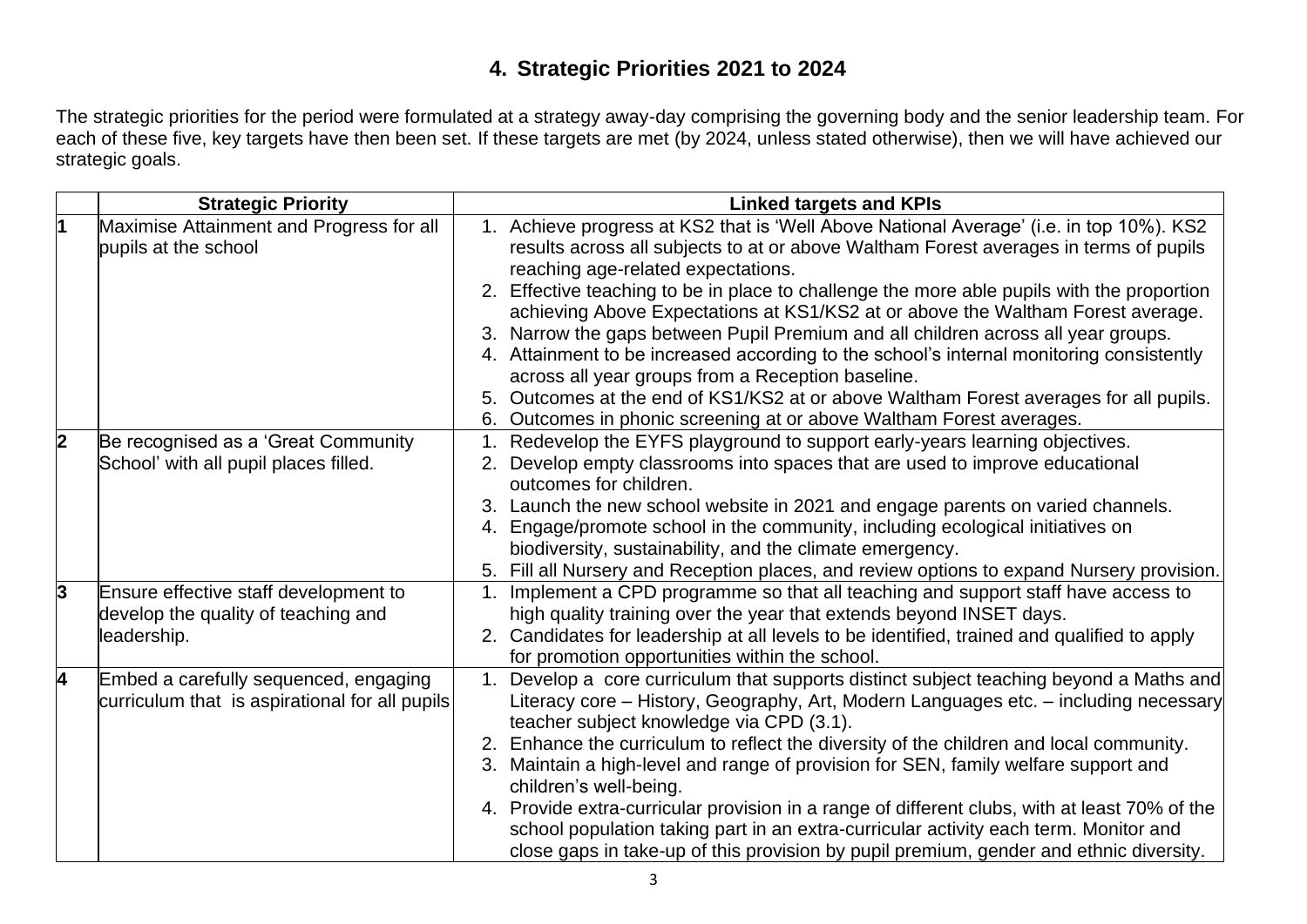## 4. Strategic Priorities 2021 to 2024

The strategic priorities for the period were formulated at a strategy away-day comprising the governing body and the senior leadership team. For each of these five, key targets have then been set. If these targets are met (by 2024, unless stated otherwise), then we will have achieved our strategic goals.

| | Strategic Priority | Linked targets and KPIs |
|---|---|---|
| 1 | Maximise Attainment and Progress for all pupils at the school | 1. Achieve progress at KS2 that is 'Well Above National Average' (i.e. in top 10%). KS2 results across all subjects to at or above Waltham Forest averages in terms of pupils reaching age-related expectations.<br>2. Effective teaching to be in place to challenge the more able pupils with the proportion achieving Above Expectations at KS1/KS2 at or above the Waltham Forest average.<br>3. Narrow the gaps between Pupil Premium and all children across all year groups.<br>4. Attainment to be increased according to the school's internal monitoring consistently across all year groups from a Reception baseline.<br>5. Outcomes at the end of KS1/KS2 at or above Waltham Forest averages for all pupils.<br>6. Outcomes in phonic screening at or above Waltham Forest averages. |
| 2 | Be recognised as a 'Great Community School' with all pupil places filled. | 1. Redevelop the EYFS playground to support early-years learning objectives.<br>2. Develop empty classrooms into spaces that are used to improve educational outcomes for children.<br>3. Launch the new school website in 2021 and engage parents on varied channels.<br>4. Engage/promote school in the community, including ecological initiatives on biodiversity, sustainability, and the climate emergency.<br>5. Fill all Nursery and Reception places, and review options to expand Nursery provision. |
| 3 | Ensure effective staff development to develop the quality of teaching and leadership. | 1. Implement a CPD programme so that all teaching and support staff have access to high quality training over the year that extends beyond INSET days.<br>2. Candidates for leadership at all levels to be identified, trained and qualified to apply for promotion opportunities within the school. |
| 4 | Embed a carefully sequenced, engaging curriculum that is aspirational for all pupils | 1. Develop a core curriculum that supports distinct subject teaching beyond a Maths and Literacy core – History, Geography, Art, Modern Languages etc. – including necessary teacher subject knowledge via CPD (3.1).<br>2. Enhance the curriculum to reflect the diversity of the children and local community.<br>3. Maintain a high-level and range of provision for SEN, family welfare support and children's well-being.<br>4. Provide extra-curricular provision in a range of different clubs, with at least 70% of the school population taking part in an extra-curricular activity each term. Monitor and close gaps in take-up of this provision by pupil premium, gender and ethnic diversity. |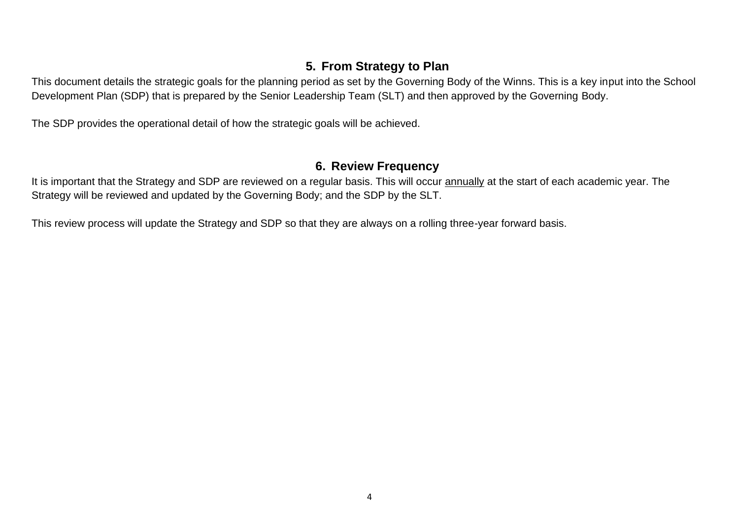## 5. From Strategy to Plan

This document details the strategic goals for the planning period as set by the Governing Body of the Winns. This is a key input into the School Development Plan (SDP) that is prepared by the Senior Leadership Team (SLT) and then approved by the Governing Body.

The SDP provides the operational detail of how the strategic goals will be achieved.

## 6. Review Frequency

It is important that the Strategy and SDP are reviewed on a regular basis. This will occur <u>annually</u> at the start of each academic year. The Strategy will be reviewed and updated by the Governing Body; and the SDP by the SLT.

This review process will update the Strategy and SDP so that they are always on a rolling three-year forward basis.